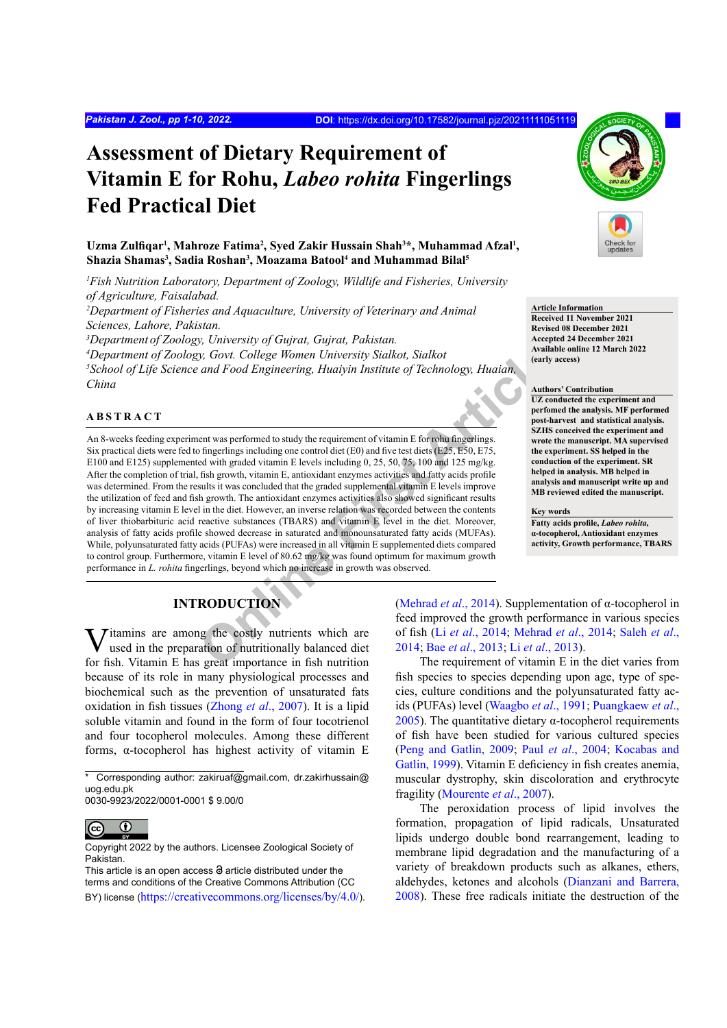# Assessment of Dietary Requirement of Vitamin E for Rohu, *Labeo rohita* Fingerlings Fed Practical Diet

**Uzma Zulfiqar[1], Mahroze Fatima[2], Syed Zakir Hussain Shah[3]\*, Muhammad Afzal[1], Shazia Shamas[3], Sadia Roshan[3], Moazama Batool[4] and Muhammad Bilal[5]**

*[1]Fish Nutrition Laboratory, Department of Zoology, Wildlife and Fisheries, University of Agriculture, Faisalabad.*
*[2]Department of Fisheries and Aquaculture, University of Veterinary and Animal Sciences, Lahore, Pakistan.*
*[3]Department of Zoology, University of Gujrat, Gujrat, Pakistan.*
*[4]Department of Zoology, Govt. College Women University Sialkot, Sialkot*
*[5]School of Life Science and Food Engineering, Huaiyin Institute of Technology, Huaian, China*

**Article Information**
**Received 11 November 2021**
**Revised 08 December 2021**
**Accepted 24 December 2021**
**Available online 12 March 2022 (early access)**

**Authors' Contribution**
**UZ conducted the experiment and perfomed the analysis. MF performed post-harvest and statistical analysis. SZHS conceived the experiment and wrote the manuscript. MA supervised the experiment. SS helped in the conduction of the experiment. SR helped in analysis. MB helped in analysis and manuscript write up and MB reviewed edited the manuscript.**

**Key words**
**Fatty acids profile, *Labeo rohita*, α-tocopherol, Antioxidant enzymes activity, Growth performance, TBARS**

## ABSTRACT

An 8-weeks feeding experiment was performed to study the requirement of vitamin E for rohu fingerlings. Six practical diets were fed to fingerlings including one control diet (E0) and five test diets (E25, E50, E75, E100 and E125) supplemented with graded vitamin E levels including 0, 25, 50, 75, 100 and 125 mg/kg. After the completion of trial, fish growth, vitamin E, antioxidant enzymes activities and fatty acids profile was determined. From the results it was concluded that the graded supplemental vitamin E levels improve the utilization of feed and fish growth. The antioxidant enzymes activities also showed significant results by increasing vitamin E level in the diet. However, an inverse relation was recorded between the contents of liver thiobarbituric acid reactive substances (TBARS) and vitamin E level in the diet. Moreover, analysis of fatty acids profile showed decrease in saturated and monounsaturated fatty acids (MUFAs). While, polyunsaturated fatty acids (PUFAs) were increased in all vitamin E supplemented diets compared to control group. Furthermore, vitamin E level of 80.62 mg/kg was found optimum for maximum growth performance in *L. rohita* fingerlings, beyond which no increase in growth was observed.

## INTRODUCTION

Vitamins are among the costly nutrients which are used in the preparation of nutritionally balanced diet for fish. Vitamin E has great importance in fish nutrition because of its role in many physiological processes and biochemical such as the prevention of unsaturated fats oxidation in fish tissues (Zhong *et al*., 2007). It is a lipid soluble vitamin and found in the form of four tocotrienol and four tocopherol molecules. Among these different forms, α-tocopherol has highest activity of vitamin E (Mehrad *et al*., 2014). Supplementation of α-tocopherol in feed improved the growth performance in various species of fish (Li *et al*., 2014; Mehrad *et al*., 2014; Saleh *et al*., 2014; Bae *et al*., 2013; Li *et al*., 2013).

The requirement of vitamin E in the diet varies from fish species to species depending upon age, type of species, culture conditions and the polyunsaturated fatty acids (PUFAs) level (Waagbo *et al*., 1991; Puangkaew *et al*., 2005). The quantitative dietary α-tocopherol requirements of fish have been studied for various cultured species (Peng and Gatlin, 2009; Paul *et al*., 2004; Kocabas and Gatlin, 1999). Vitamin E deficiency in fish creates anemia, muscular dystrophy, skin discoloration and erythrocyte fragility (Mourente *et al*., 2007).

The peroxidation process of lipid involves the formation, propagation of lipid radicals, Unsaturated lipids undergo double bond rearrangement, leading to membrane lipid degradation and the manufacturing of a variety of breakdown products such as alkanes, ethers, aldehydes, ketones and alcohols (Dianzani and Barrera, 2008). These free radicals initiate the destruction of the

\* Corresponding author: zakiruaf@gmail.com, dr.zakirhussain@uog.edu.pk
0030-9923/2022/0001-0001 $ 9.00/0

Copyright 2022 by the authors. Licensee Zoological Society of Pakistan.
This article is an open access article distributed under the terms and conditions of the Creative Commons Attribution (CC BY) license (https://creativecommons.org/licenses/by/4.0/).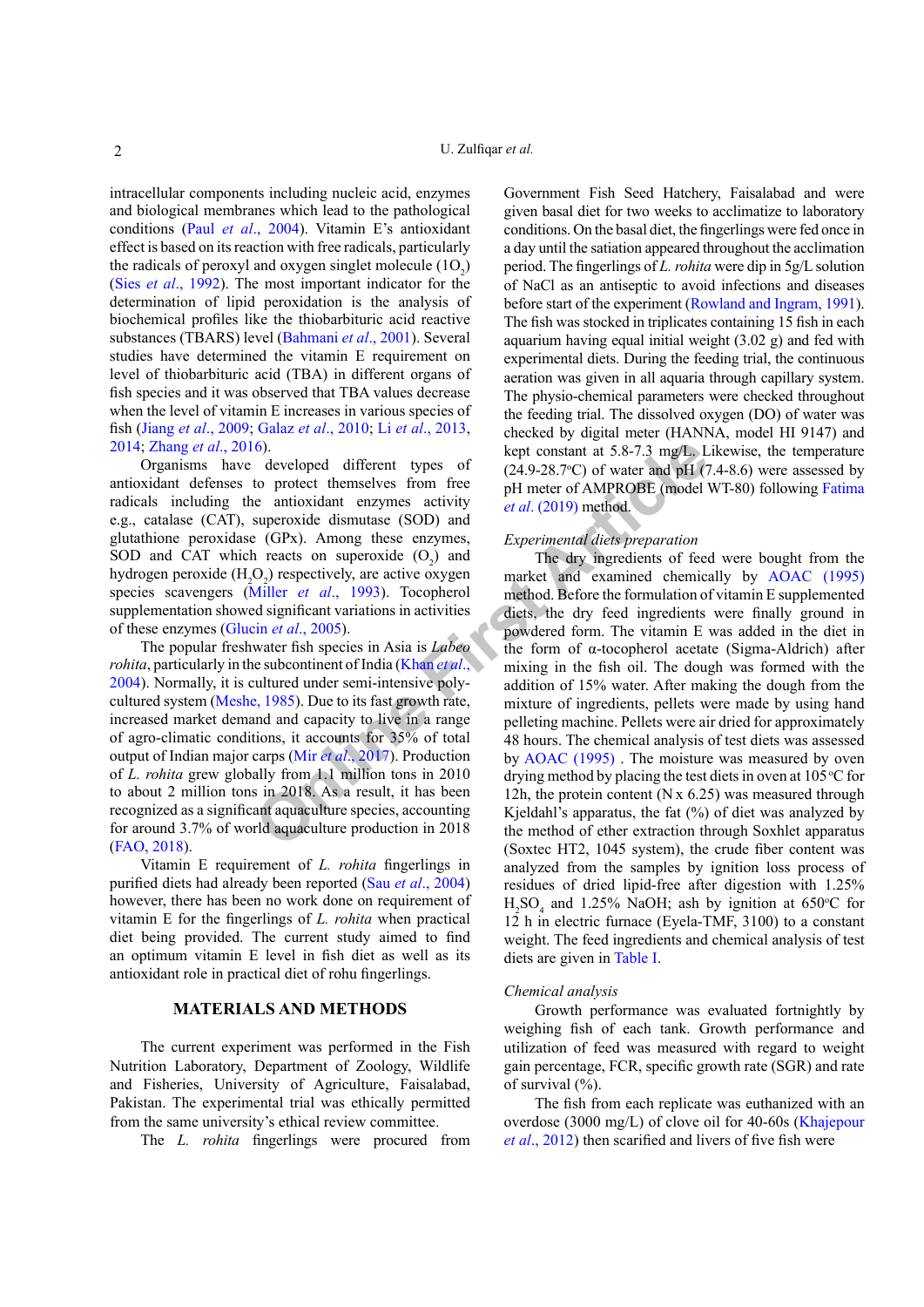intracellular components including nucleic acid, enzymes and biological membranes which lead to the pathological conditions (Paul *et al*., 2004). Vitamin E's antioxidant effect is based on its reaction with free radicals, particularly the radicals of peroxyl and oxygen singlet molecule ($1O_2$) (Sies *et al*., 1992). The most important indicator for the determination of lipid peroxidation is the analysis of biochemical profiles like the thiobarbituric acid reactive substances (TBARS) level (Bahmani *et al*., 2001). Several studies have determined the vitamin E requirement on level of thiobarbituric acid (TBA) in different organs of fish species and it was observed that TBA values decrease when the level of vitamin E increases in various species of fish (Jiang *et al*., 2009; Galaz *et al*., 2010; Li *et al*., 2013, 2014; Zhang *et al*., 2016).

Organisms have developed different types of antioxidant defenses to protect themselves from free radicals including the antioxidant enzymes activity e.g., catalase (CAT), superoxide dismutase (SOD) and glutathione peroxidase (GPx). Among these enzymes, SOD and CAT which reacts on superoxide ($O_2$) and hydrogen peroxide ($H_2O_2$) respectively, are active oxygen species scavengers (Miller *et al*., 1993). Tocopherol supplementation showed significant variations in activities of these enzymes (Glucin *et al*., 2005).

The popular freshwater fish species in Asia is *Labeo rohita*, particularly in the subcontinent of India (Khan *et al*., 2004). Normally, it is cultured under semi-intensive poly-cultured system (Meshe, 1985). Due to its fast growth rate, increased market demand and capacity to live in a range of agro-climatic conditions, it accounts for 35% of total output of Indian major carps (Mir *et al*., 2017). Production of *L. rohita* grew globally from 1.1 million tons in 2010 to about 2 million tons in 2018. As a result, it has been recognized as a significant aquaculture species, accounting for around 3.7% of world aquaculture production in 2018 (FAO, 2018).

Vitamin E requirement of *L. rohita* fingerlings in purified diets had already been reported (Sau *et al*., 2004) however, there has been no work done on requirement of vitamin E for the fingerlings of *L. rohita* when practical diet being provided. The current study aimed to find an optimum vitamin E level in fish diet as well as its antioxidant role in practical diet of rohu fingerlings.

## MATERIALS AND METHODS

The current experiment was performed in the Fish Nutrition Laboratory, Department of Zoology, Wildlife and Fisheries, University of Agriculture, Faisalabad, Pakistan. The experimental trial was ethically permitted from the same university's ethical review committee.

The *L. rohita* fingerlings were procured from Government Fish Seed Hatchery, Faisalabad and were given basal diet for two weeks to acclimatize to laboratory conditions. On the basal diet, the fingerlings were fed once in a day until the satiation appeared throughout the acclimation period. The fingerlings of *L. rohita* were dip in 5g/L solution of NaCl as an antiseptic to avoid infections and diseases before start of the experiment (Rowland and Ingram, 1991). The fish was stocked in triplicates containing 15 fish in each aquarium having equal initial weight (3.02 g) and fed with experimental diets. During the feeding trial, the continuous aeration was given in all aquaria through capillary system. The physico-chemical parameters were checked throughout the feeding trial. The dissolved oxygen (DO) of water was checked by digital meter (HANNA, model HI 9147) and kept constant at 5.8-7.3 mg/L. Likewise, the temperature (24.9-28.7°C) of water and pH (7.4-8.6) were assessed by pH meter of AMPROBE (model WT-80) following Fatima *et al*. (2019) method.

### *Experimental diets preparation*

The dry ingredients of feed were bought from the market and examined chemically by AOAC (1995) method. Before the formulation of vitamin E supplemented diets, the dry feed ingredients were finally ground in powdered form. The vitamin E was added in the diet in the form of α-tocopherol acetate (Sigma-Aldrich) after mixing in the fish oil. The dough was formed with the addition of 15% water. After making the dough from the mixture of ingredients, pellets were made by using hand pelleting machine. Pellets were air dried for approximately 48 hours. The chemical analysis of test diets was assessed by AOAC (1995) . The moisture was measured by oven drying method by placing the test diets in oven at 105°C for 12h, the protein content (N x 6.25) was measured through Kjeldahl's apparatus, the fat (%) of diet was analyzed by the method of ether extraction through Soxhlet apparatus (Soxtec HT2, 1045 system), the crude fiber content was analyzed from the samples by ignition loss process of residues of dried lipid-free after digestion with 1.25% $H_2SO_4$ and 1.25% NaOH; ash by ignition at 650°C for 12 h in electric furnace (Eyela-TMF, 3100) to a constant weight. The feed ingredients and chemical analysis of test diets are given in Table I.

### *Chemical analysis*

Growth performance was evaluated fortnightly by weighing fish of each tank. Growth performance and utilization of feed was measured with regard to weight gain percentage, FCR, specific growth rate (SGR) and rate of survival (%).

The fish from each replicate was euthanized with an overdose (3000 mg/L) of clove oil for 40-60s (Khajepour *et al*., 2012) then scarified and livers of five fish were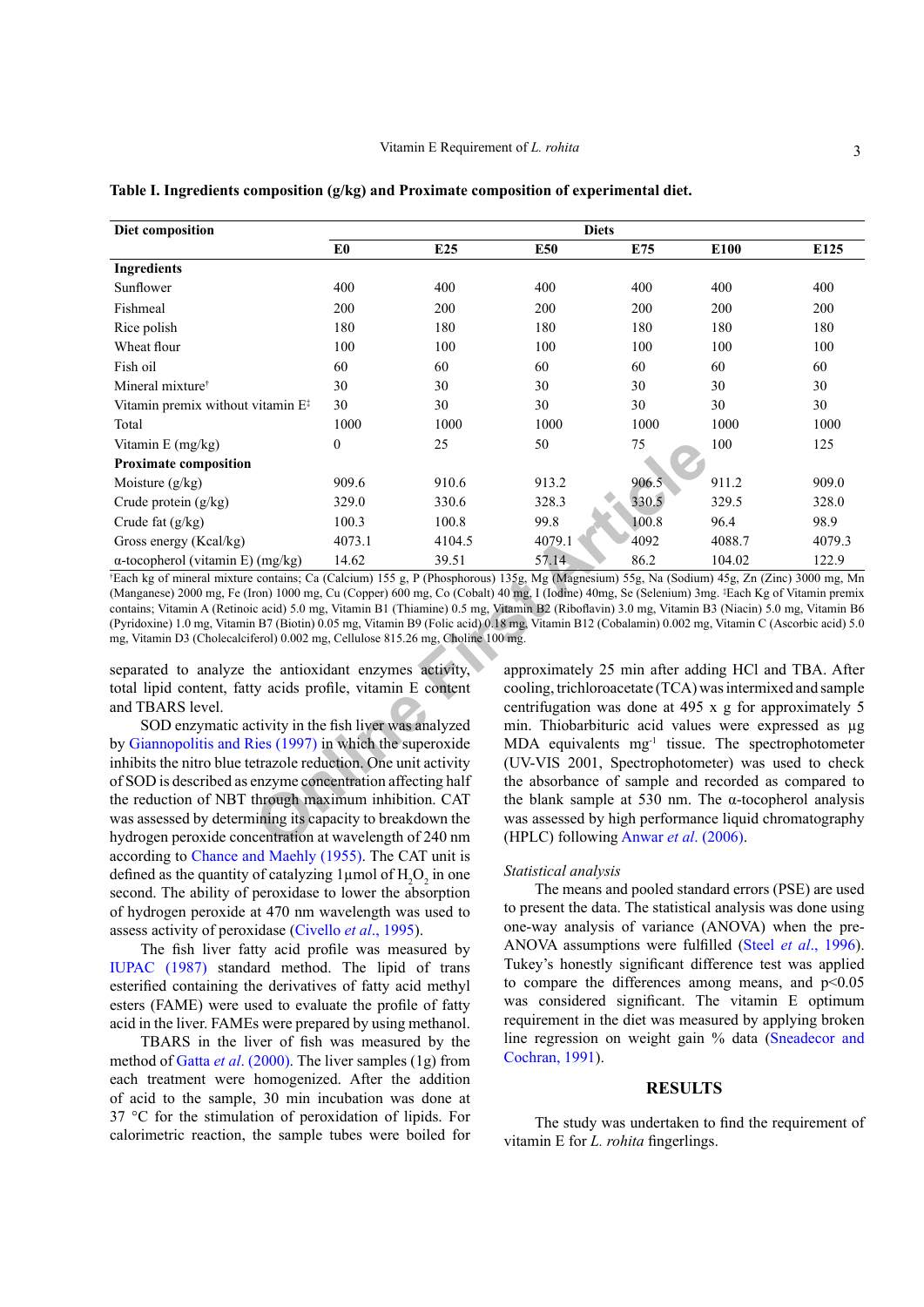**Table I. Ingredients composition (g/kg) and Proximate composition of experimental diet.**

| Diet composition | Diets | | | | | |
|---|---|---|---|---|---|---|
| | E0 | E25 | E50 | E75 | E100 | E125 |
| **Ingredients** | | | | | | |
| Sunflower | 400 | 400 | 400 | 400 | 400 | 400 |
| Fishmeal | 200 | 200 | 200 | 200 | 200 | 200 |
| Rice polish | 180 | 180 | 180 | 180 | 180 | 180 |
| Wheat flour | 100 | 100 | 100 | 100 | 100 | 100 |
| Fish oil | 60 | 60 | 60 | 60 | 60 | 60 |
| Mineral mixture† | 30 | 30 | 30 | 30 | 30 | 30 |
| Vitamin premix without vitamin E‡ | 30 | 30 | 30 | 30 | 30 | 30 |
| Total | 1000 | 1000 | 1000 | 1000 | 1000 | 1000 |
| Vitamin E (mg/kg) | 0 | 25 | 50 | 75 | 100 | 125 |
| **Proximate composition** | | | | | | |
| Moisture (g/kg) | 909.6 | 910.6 | 913.2 | 906.5 | 911.2 | 909.0 |
| Crude protein (g/kg) | 329.0 | 330.6 | 328.3 | 330.5 | 329.5 | 328.0 |
| Crude fat (g/kg) | 100.3 | 100.8 | 99.8 | 100.8 | 96.4 | 98.9 |
| Gross energy (Kcal/kg) | 4073.1 | 4104.5 | 4079.1 | 4092 | 4088.7 | 4079.3 |
| α-tocopherol (vitamin E) (mg/kg) | 14.62 | 39.51 | 57.14 | 86.2 | 104.02 | 122.9 |

†Each kg of mineral mixture contains; Ca (Calcium) 155 g, P (Phosphorous) 135g, Mg (Magnesium) 55g, Na (Sodium) 45g, Zn (Zinc) 3000 mg, Mn (Manganese) 2000 mg, Fe (Iron) 1000 mg, Cu (Copper) 600 mg, Co (Cobalt) 40 mg, I (Iodine) 40mg, Se (Selenium) 3mg. ‡Each Kg of Vitamin premix contains; Vitamin A (Retinoic acid) 5.0 mg, Vitamin B1 (Thiamine) 0.5 mg, Vitamin B2 (Riboflavin) 3.0 mg, Vitamin B3 (Niacin) 5.0 mg, Vitamin B6 (Pyridoxine) 1.0 mg, Vitamin B7 (Biotin) 0.05 mg, Vitamin B9 (Folic acid) 0.18 mg, Vitamin B12 (Cobalamin) 0.002 mg, Vitamin C (Ascorbic acid) 5.0 mg, Vitamin D3 (Cholecalciferol) 0.002 mg, Cellulose 815.26 mg, Choline 100 mg.

separated to analyze the antioxidant enzymes activity, total lipid content, fatty acids profile, vitamin E content and TBARS level.

SOD enzymatic activity in the fish liver was analyzed by Giannopolitis and Ries (1997) in which the superoxide inhibits the nitro blue tetrazole reduction. One unit activity of SOD is described as enzyme concentration affecting half the reduction of NBT through maximum inhibition. CAT was assessed by determining its capacity to breakdown the hydrogen peroxide concentration at wavelength of 240 nm according to Chance and Maehly (1955). The CAT unit is defined as the quantity of catalyzing 1µmol of $H_2O_2$ in one second. The ability of peroxidase to lower the absorption of hydrogen peroxide at 470 nm wavelength was used to assess activity of peroxidase (Civello *et al*., 1995).

The fish liver fatty acid profile was measured by IUPAC (1987) standard method. The lipid of trans esterified containing the derivatives of fatty acid methyl esters (FAME) were used to evaluate the profile of fatty acid in the liver. FAMEs were prepared by using methanol.

TBARS in the liver of fish was measured by the method of Gatta *et al*. (2000). The liver samples (1g) from each treatment were homogenized. After the addition of acid to the sample, 30 min incubation was done at 37 °C for the stimulation of peroxidation of lipids. For calorimetric reaction, the sample tubes were boiled for approximately 25 min after adding HCl and TBA. After cooling, trichloroacetate (TCA) was intermixed and sample centrifugation was done at 495 x g for approximately 5 min. Thiobarbituric acid values were expressed as µg MDA equivalents $mg^{-1}$ tissue. The spectrophotometer (UV-VIS 2001, Spectrophotometer) was used to check the absorbance of sample and recorded as compared to the blank sample at 530 nm. The α-tocopherol analysis was assessed by high performance liquid chromatography (HPLC) following Anwar *et al*. (2006).

*Statistical analysis*

The means and pooled standard errors (PSE) are used to present the data. The statistical analysis was done using one-way analysis of variance (ANOVA) when the pre-ANOVA assumptions were fulfilled (Steel *et al*., 1996). Tukey's honestly significant difference test was applied to compare the differences among means, and p<0.05 was considered significant. The vitamin E optimum requirement in the diet was measured by applying broken line regression on weight gain % data (Sneadecor and Cochran, 1991).

## RESULTS

The study was undertaken to find the requirement of vitamin E for *L. rohita* fingerlings.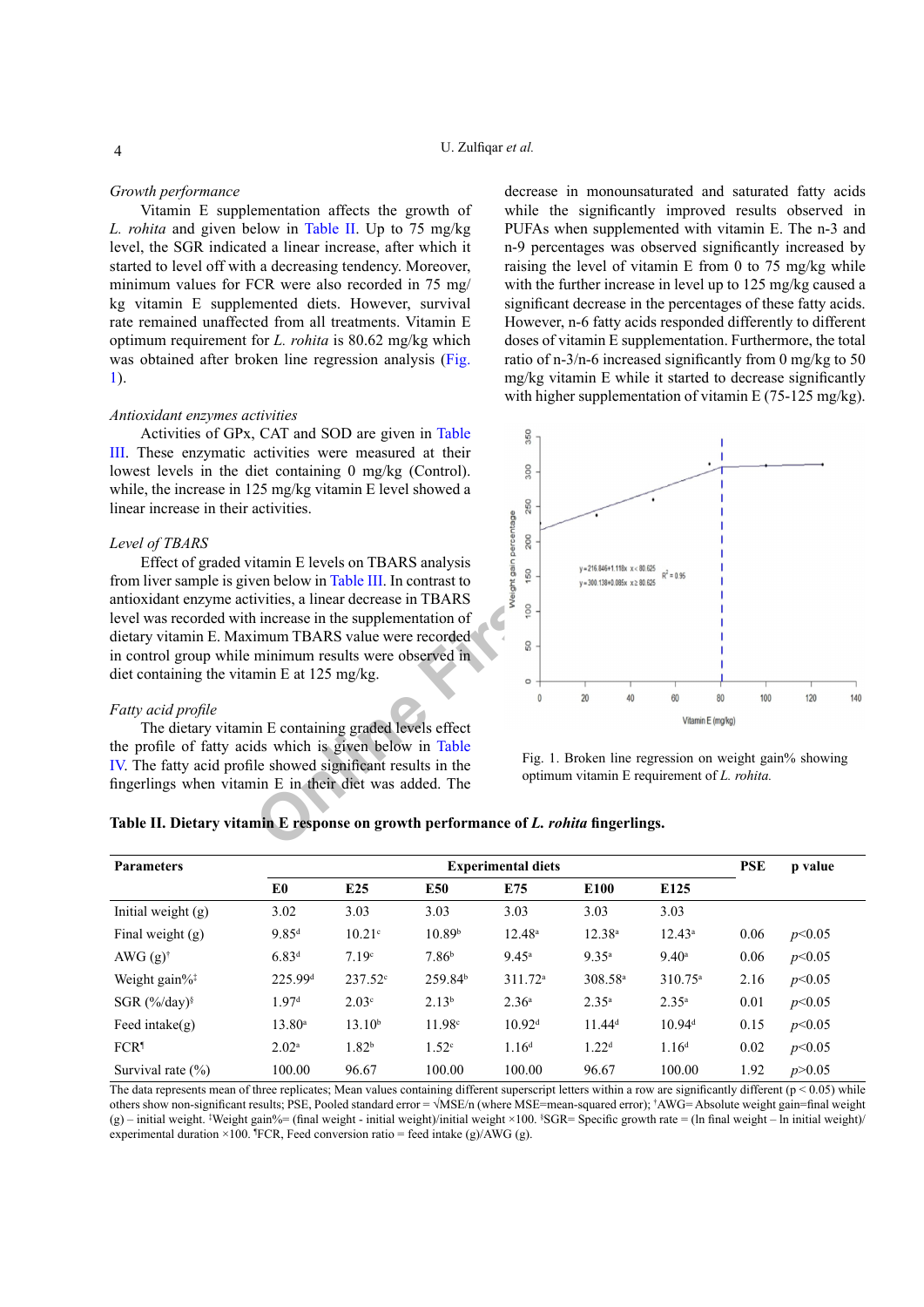*Growth performance*

Vitamin E supplementation affects the growth of *L. rohita* and given below in Table II. Up to 75 mg/kg level, the SGR indicated a linear increase, after which it started to level off with a decreasing tendency. Moreover, minimum values for FCR were also recorded in 75 mg/kg vitamin E supplemented diets. However, survival rate remained unaffected from all treatments. Vitamin E optimum requirement for *L. rohita* is 80.62 mg/kg which was obtained after broken line regression analysis (Fig. 1).

*Antioxidant enzymes activities*

Activities of GPx, CAT and SOD are given in Table III. These enzymatic activities were measured at their lowest levels in the diet containing 0 mg/kg (Control). while, the increase in 125 mg/kg vitamin E level showed a linear increase in their activities.

*Level of TBARS*

Effect of graded vitamin E levels on TBARS analysis from liver sample is given below in Table III. In contrast to antioxidant enzyme activities, a linear decrease in TBARS level was recorded with increase in the supplementation of dietary vitamin E. Maximum TBARS value were recorded in control group while minimum results were observed in diet containing the vitamin E at 125 mg/kg.

*Fatty acid profile*

The dietary vitamin E containing graded levels effect the profile of fatty acids which is given below in Table IV. The fatty acid profile showed significant results in the fingerlings when vitamin E in their diet was added. The decrease in monounsaturated and saturated fatty acids while the significantly improved results observed in PUFAs when supplemented with vitamin E. The n-3 and n-9 percentages was observed significantly increased by raising the level of vitamin E from 0 to 75 mg/kg while with the further increase in level up to 125 mg/kg caused a significant decrease in the percentages of these fatty acids. However, n-6 fatty acids responded differently to different doses of vitamin E supplementation. Furthermore, the total ratio of n-3/n-6 increased significantly from 0 mg/kg to 50 mg/kg vitamin E while it started to decrease significantly with higher supplementation of vitamin E (75-125 mg/kg).

Fig. 1. Broken line regression on weight gain% showing optimum vitamin E requirement of *L. rohita.*

**Table II. Dietary vitamin E response on growth performance of *L. rohita* fingerlings.**

| Parameters | Experimental diets | | | | | | PSE | p value |
|---|---|---|---|---|---|---|---|---|
| | E0 | E25 | E50 | E75 | E100 | E125 | | |
| Initial weight (g) | 3.02 | 3.03 | 3.03 | 3.03 | 3.03 | 3.03 | | |
| Final weight (g) | 9.85[d] | 10.21[c] | 10.89[b] | 12.48[a] | 12.38[a] | 12.43[a] | 0.06 | $p<0.05$ |
| AWG (g)[†] | 6.83[d] | 7.19[c] | 7.86[b] | 9.45[a] | 9.35[a] | 9.40[a] | 0.06 | $p<0.05$ |
| Weight gain%[‡] | 225.99[d] | 237.52[c] | 259.84[b] | 311.72[a] | 308.58[a] | 310.75[a] | 2.16 | $p<0.05$ |
| SGR (%/day)[§] | 1.97[d] | 2.03[c] | 2.13[b] | 2.36[a] | 2.35[a] | 2.35[a] | 0.01 | $p<0.05$ |
| Feed intake(g) | 13.80[a] | 13.10[b] | 11.98[c] | 10.92[d] | 11.44[d] | 10.94[d] | 0.15 | $p<0.05$ |
| FCR[¶] | 2.02[a] | 1.82[b] | 1.52[c] | 1.16[d] | 1.22[d] | 1.16[d] | 0.02 | $p<0.05$ |
| Survival rate (%) | 100.00 | 96.67 | 100.00 | 100.00 | 96.67 | 100.00 | 1.92 | $p>0.05$ |

The data represents mean of three replicates; Mean values containing different superscript letters within a row are significantly different ($p < 0.05$) while others show non-significant results; PSE, Pooled standard error = $\sqrt{MSE/n}$ (where MSE=mean-squared error); [†]AWG= Absolute weight gain=final weight (g) – initial weight. [‡]Weight gain%= (final weight - initial weight)/initial weight ×100. [§]SGR= Specific growth rate = (ln final weight – ln initial weight)/experimental duration ×100. [¶]FCR, Feed conversion ratio = feed intake (g)/AWG (g).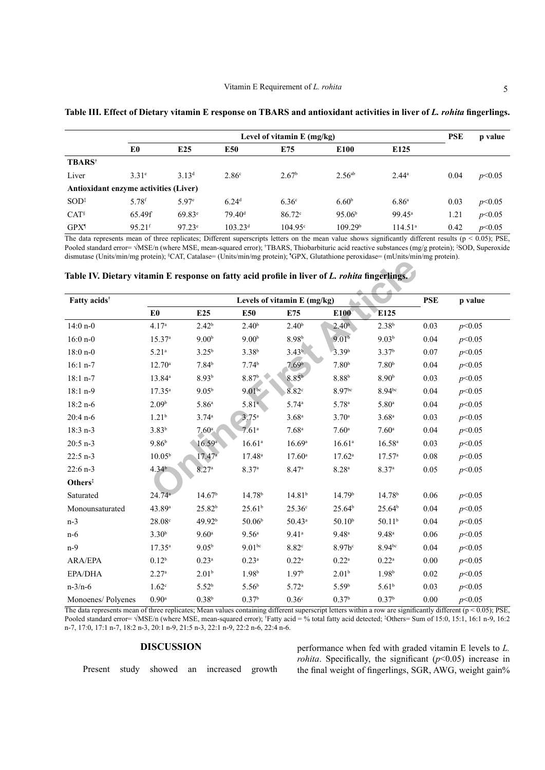**Table III. Effect of Dietary vitamin E response on TBARS and antioxidant activities in liver of *L. rohita* fingerlings.**

| | Level of vitamin E (mg/kg) | | | | | | PSE | p value |
|---|---|---|---|---|---|---|---|---|
| | E0 | E25 | E50 | E75 | E100 | E125 | | |
| **TBARS**[†] | | | | | | | | |
| Liver | $3.31^{e}$ | $3.13^{d}$ | $2.86^{c}$ | $2.67^{b}$ | $2.56^{ab}$ | $2.44^{a}$ | 0.04 | $p<0.05$ |
| **Antioxidant enzyme activities (Liver)** | | | | | | | | |
| SOD[‡] | $5.78^{f}$ | $5.97^{e}$ | $6.24^{d}$ | $6.36^{c}$ | $6.60^{b}$ | $6.86^{a}$ | 0.03 | $p<0.05$ |
| CAT[§] | 65.49f | $69.83^{e}$ | $79.40^{d}$ | $86.72^{c}$ | $95.06^{b}$ | $99.45^{a}$ | 1.21 | $p<0.05$ |
| GPX[¶] | $95.21^{f}$ | $97.23^{e}$ | $103.23^{d}$ | $104.95^{c}$ | $109.29^{b}$ | $114.51^{a}$ | 0.42 | $p<0.05$ |

The data represents mean of three replicates; Different superscripts letters on the mean value shows significantly different results ($p < 0.05$); PSE, Pooled standard error= √MSE/n (where MSE, mean-squared error); [†]TBARS, Thiobarbituric acid reactive substances (mg/g protein); [‡]SOD, Superoxide dismutase (Units/min/mg protein); [§]CAT, Catalase= (Units/min/mg protein); [¶]GPX, Glutathione peroxidase= (mUnits/min/mg protein).

**Table IV. Dietary vitamin E response on fatty acid profile in liver of *L. rohita* fingerlings.**

| Fatty acids[†] | Levels of vitamin E (mg/kg) | | | | | | PSE | p value |
|---|---|---|---|---|---|---|---|---|
| | E0 | E25 | E50 | E75 | E100 | E125 | | |
| 14:0 n-0 | $4.17^{a}$ | $2.42^{b}$ | $2.40^{b}$ | $2.40^{b}$ | $2.40^{b}$ | $2.38^{b}$ | 0.03 | $p<0.05$ |
| 16:0 n-0 | $15.37^{a}$ | $9.00^{b}$ | $9.00^{b}$ | $8.98^{b}$ | $9.01^{b}$ | $9.03^{b}$ | 0.04 | $p<0.05$ |
| 18:0 n-0 | $5.21^{a}$ | $3.25^{b}$ | $3.38^{b}$ | $3.43^{b}$ | $3.39^{b}$ | $3.37^{b}$ | 0.07 | $p<0.05$ |
| 16:1 n-7 | $12.70^{a}$ | $7.84^{b}$ | $7.74^{b}$ | $7.69^{b}$ | $7.80^{b}$ | $7.80^{b}$ | 0.04 | $p<0.05$ |
| 18:1 n-7 | $13.84^{a}$ | $8.93^{b}$ | $8.87^{b}$ | $8.85^{b}$ | $8.88^{b}$ | $8.90^{b}$ | 0.03 | $p<0.05$ |
| 18:1 n-9 | $17.35^{a}$ | $9.05^{b}$ | $9.01^{bc}$ | $8.82^{c}$ | $8.97^{bc}$ | $8.94^{bc}$ | 0.04 | $p<0.05$ |
| 18:2 n-6 | $2.09^{b}$ | $5.86^{a}$ | $5.81^{a}$ | $5.74^{a}$ | $5.78^{a}$ | $5.80^{a}$ | 0.04 | $p<0.05$ |
| 20:4 n-6 | $1.21^{b}$ | $3.74^{a}$ | $3.75^{a}$ | $3.68^{a}$ | $3.70^{a}$ | $3.68^{a}$ | 0.03 | $p<0.05$ |
| 18:3 n-3 | $3.83^{b}$ | $7.60^{a}$ | $7.61^{a}$ | $7.68^{a}$ | $7.60^{a}$ | $7.60^{a}$ | 0.04 | $p<0.05$ |
| 20:5 n-3 | $9.86^{b}$ | $16.59^{a}$ | $16.61^{a}$ | $16.69^{a}$ | $16.61^{a}$ | $16.58^{a}$ | 0.03 | $p<0.05$ |
| 22:5 n-3 | $10.05^{b}$ | $17.47^{a}$ | $17.48^{a}$ | $17.60^{a}$ | $17.62^{a}$ | $17.57^{a}$ | 0.08 | $p<0.05$ |
| 22:6 n-3 | $4.34^{b}$ | $8.27^{a}$ | $8.37^{a}$ | $8.47^{a}$ | $8.28^{a}$ | $8.37^{a}$ | 0.05 | $p<0.05$ |
| **Others**[‡] | | | | | | | | |
| Saturated | $24.74^{a}$ | $14.67^{b}$ | $14.78^{b}$ | $14.81^{b}$ | $14.79^{b}$ | $14.78^{b}$ | 0.06 | $p<0.05$ |
| Monounsaturated | $43.89^{a}$ | $25.82^{b}$ | $25.61^{b}$ | $25.36^{c}$ | $25.64^{b}$ | $25.64^{b}$ | 0.04 | $p<0.05$ |
| n-3 | $28.08^{c}$ | $49.92^{b}$ | $50.06^{b}$ | $50.43^{a}$ | $50.10^{b}$ | $50.11^{b}$ | 0.04 | $p<0.05$ |
| n-6 | $3.30^{b}$ | $9.60^{a}$ | $9.56^{a}$ | $9.41^{a}$ | $9.48^{a}$ | $9.48^{a}$ | 0.06 | $p<0.05$ |
| n-9 | $17.35^{a}$ | $9.05^{b}$ | $9.01^{bc}$ | $8.82^{c}$ | 8.97b[c] | $8.94^{bc}$ | 0.04 | $p<0.05$ |
| ARA/EPA | $0.12^{b}$ | $0.23^{a}$ | $0.23^{a}$ | $0.22^{a}$ | $0.22^{a}$ | $0.22^{a}$ | 0.00 | $p<0.05$ |
| EPA/DHA | $2.27^{a}$ | $2.01^{b}$ | $1.98^{b}$ | $1.97^{b}$ | $2.01^{b}$ | $1.98^{b}$ | 0.02 | $p<0.05$ |
| n-3/n-6 | $1.62^{c}$ | $5.52^{b}$ | $5.56^{b}$ | $5.72^{a}$ | $5.59^{b}$ | $5.61^{b}$ | 0.03 | $p<0.05$ |
| Monoenes/ Polyenes | $0.90^{a}$ | $0.38^{b}$ | $0.37^{b}$ | $0.36^{c}$ | $0.37^{b}$ | $0.37^{b}$ | 0.00 | $p<0.05$ |

The data represents mean of three replicates; Mean values containing different superscript letters within a row are significantly different ($p < 0.05$); PSE, Pooled standard error= √MSE/n (where MSE, mean-squared error); [†]Fatty acid = % total fatty acid detected; [‡]Others= Sum of 15:0, 15:1, 16:1 n-9, 16:2 n-7, 17:0, 17:1 n-7, 18:2 n-3, 20:1 n-9, 21:5 n-3, 22:1 n-9, 22:2 n-6, 22:4 n-6.

## DISCUSSION

Present study showed an increased growth performance when fed with graded vitamin E levels to *L. rohita*. Specifically, the significant ($p<0.05$) increase in the final weight of fingerlings, SGR, AWG, weight gain%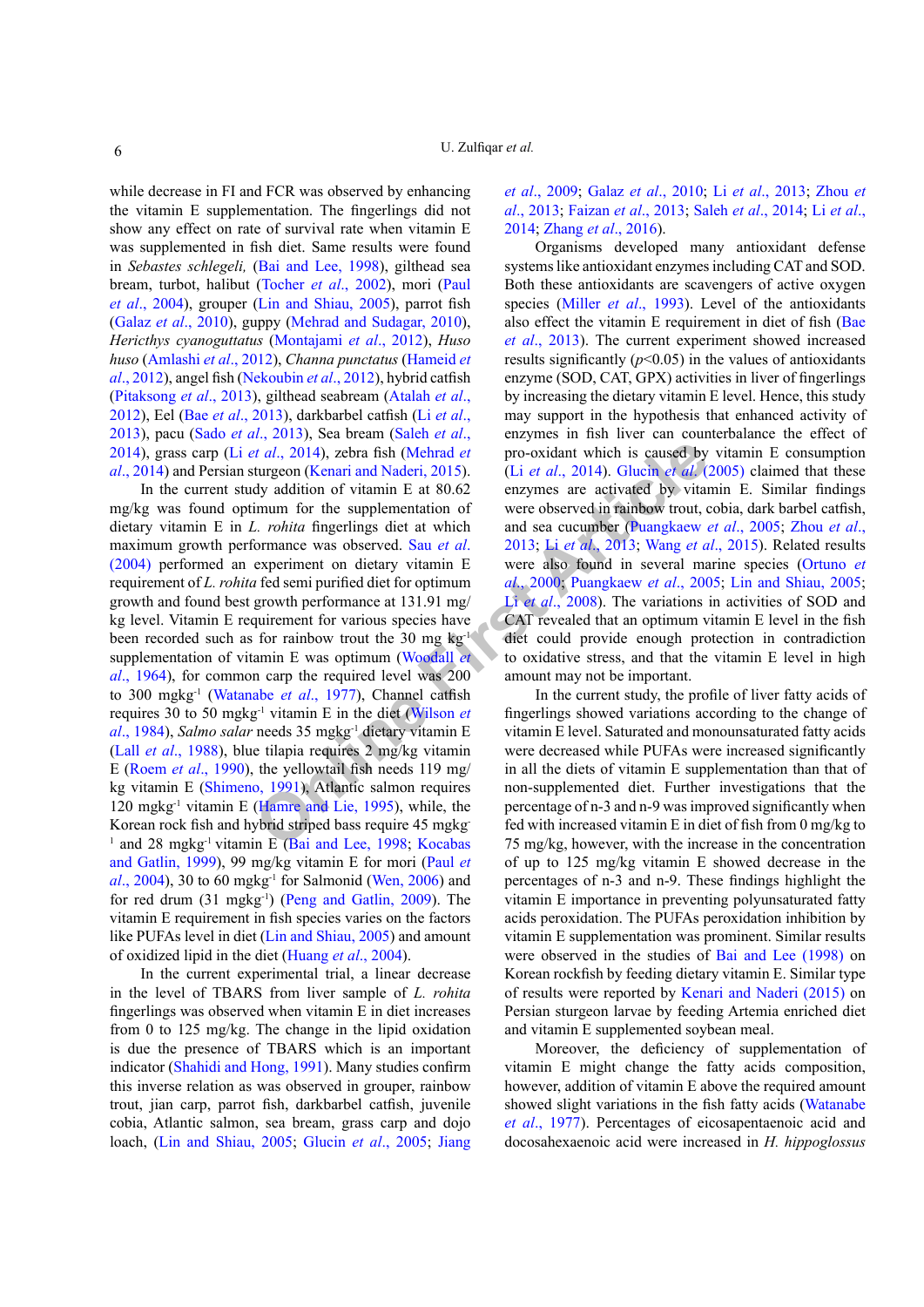while decrease in FI and FCR was observed by enhancing the vitamin E supplementation. The fingerlings did not show any effect on rate of survival rate when vitamin E was supplemented in fish diet. Same results were found in *Sebastes schlegeli,* (Bai and Lee, 1998), gilthead sea bream, turbot, halibut (Tocher *et al*., 2002), mori (Paul *et al*., 2004), grouper (Lin and Shiau, 2005), parrot fish (Galaz *et al*., 2010), guppy (Mehrad and Sudagar, 2010), *Hericthys cyanoguttatus* (Montajami *et al*., 2012), *Huso huso* (Amlashi *et al*., 2012), *Channa punctatus* (Hameid *et al*., 2012), angel fish (Nekoubin *et al*., 2012), hybrid catfish (Pitaksong *et al*., 2013), gilthead seabream (Atalah *et al*., 2012), Eel (Bae *et al*., 2013), darkbarbel catfish (Li *et al*., 2013), pacu (Sado *et al*., 2013), Sea bream (Saleh *et al*., 2014), grass carp (Li *et al*., 2014), zebra fish (Mehrad *et al*., 2014) and Persian sturgeon (Kenari and Naderi, 2015).

In the current study addition of vitamin E at 80.62 mg/kg was found optimum for the supplementation of dietary vitamin E in *L. rohita* fingerlings diet at which maximum growth performance was observed. Sau *et al*. (2004) performed an experiment on dietary vitamin E requirement of *L. rohita* fed semi purified diet for optimum growth and found best growth performance at 131.91 mg/kg level. Vitamin E requirement for various species have been recorded such as for rainbow trout the 30 mg $kg^{-1}$ supplementation of vitamin E was optimum (Woodall *et al*., 1964), for common carp the required level was 200 to 300 $mgkg^{-1}$ (Watanabe *et al*., 1977), Channel catfish requires 30 to 50 $mgkg^{-1}$ vitamin E in the diet (Wilson *et al*., 1984), *Salmo salar* needs 35 $mgkg^{-1}$ dietary vitamin E (Lall *et al*., 1988), blue tilapia requires 2 mg/kg vitamin E (Roem *et al*., 1990), the yellowtail fish needs 119 mg/kg vitamin E (Shimeno, 1991), Atlantic salmon requires 120 $mgkg^{-1}$ vitamin E (Hamre and Lie, 1995), while, the Korean rock fish and hybrid striped bass require 45 $mgkg^{-1}$ and 28 $mgkg^{-1}$ vitamin E (Bai and Lee, 1998; Kocabas and Gatlin, 1999), 99 mg/kg vitamin E for mori (Paul *et al*., 2004), 30 to 60 $mgkg^{-1}$ for Salmonid (Wen, 2006) and for red drum (31 $mgkg^{-1}$) (Peng and Gatlin, 2009). The vitamin E requirement in fish species varies on the factors like PUFAs level in diet (Lin and Shiau, 2005) and amount of oxidized lipid in the diet (Huang *et al*., 2004).

In the current experimental trial, a linear decrease in the level of TBARS from liver sample of *L. rohita* fingerlings was observed when vitamin E in diet increases from 0 to 125 mg/kg. The change in the lipid oxidation is due the presence of TBARS which is an important indicator (Shahidi and Hong, 1991). Many studies confirm this inverse relation as was observed in grouper, rainbow trout, jian carp, parrot fish, darkbarbel catfish, juvenile cobia, Atlantic salmon, sea bream, grass carp and dojo loach, (Lin and Shiau, 2005; Glucin *et al*., 2005; Jiang *et al*., 2009; Galaz *et al*., 2010; Li *et al*., 2013; Zhou *et al*., 2013; Faizan *et al*., 2013; Saleh *et al*., 2014; Li *et al*., 2014; Zhang *et al*., 2016).

Organisms developed many antioxidant defense systems like antioxidant enzymes including CAT and SOD. Both these antioxidants are scavengers of active oxygen species (Miller *et al*., 1993). Level of the antioxidants also effect the vitamin E requirement in diet of fish (Bae *et al*., 2013). The current experiment showed increased results significantly ($p<0.05$) in the values of antioxidants enzyme (SOD, CAT, GPX) activities in liver of fingerlings by increasing the dietary vitamin E level. Hence, this study may support the hypothesis that enhanced activity of enzymes in fish liver can counterbalance the effect of pro-oxidant which is caused by vitamin E consumption (Li *et al*., 2014). Glucin *et al*. (2005) claimed that these enzymes are activated by vitamin E. Similar findings were observed in rainbow trout, cobia, dark barbel catfish, and sea cucumber (Puangkaew *et al*., 2005; Zhou *et al*., 2013; Li *et al*., 2013; Wang *et al*., 2015). Related results were also found in several marine species (Ortuno *et al*., 2000; Puangkaew *et al*., 2005; Lin and Shiau, 2005; Li *et al*., 2008). The variations in activities of SOD and CAT revealed that an optimum vitamin E level in the fish diet could provide enough protection in contradiction to oxidative stress, and that the vitamin E level in high amount may not be important.

In the current study, the profile of liver fatty acids of fingerlings showed variations according to the change of vitamin E level. Saturated and monounsaturated fatty acids were decreased while PUFAs were increased significantly in all the diets of vitamin E supplementation than that of non-supplemented diet. Further investigations that the percentage of n-3 and n-9 was improved significantly when fed with increased vitamin E in diet of fish from 0 mg/kg to 75 mg/kg, however, with the increase in the concentration of up to 125 mg/kg vitamin E showed decrease in the percentages of n-3 and n-9. These findings highlight the vitamin E importance in preventing polyunsaturated fatty acids peroxidation. The PUFAs peroxidation inhibition by vitamin E supplementation was prominent. Similar results were observed in the studies of Bai and Lee (1998) on Korean rockfish by feeding dietary vitamin E. Similar type of results were reported by Kenari and Naderi (2015) on Persian sturgeon larvae by feeding Artemia enriched diet and vitamin E supplemented soybean meal.

Moreover, the deficiency of supplementation of vitamin E might change the fatty acids composition, however, addition of vitamin E above the required amount showed slight variations in the fish fatty acids (Watanabe *et al*., 1977). Percentages of eicosapentaenoic acid and docosahexaenoic acid were increased in *H. hippoglossus*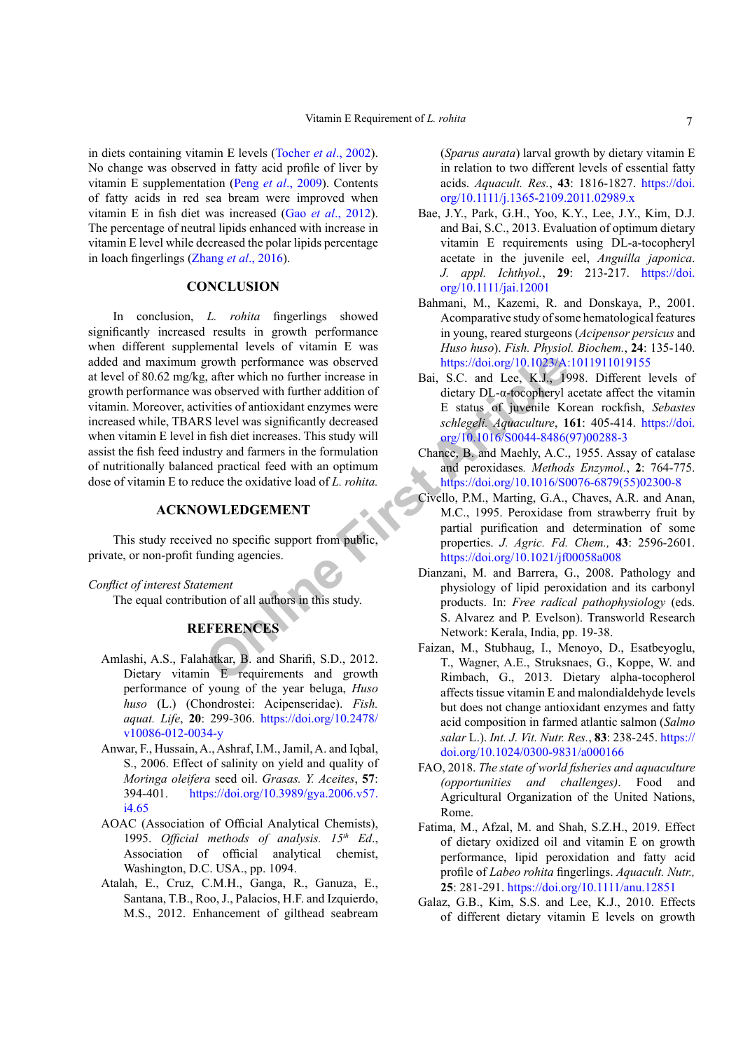in diets containing vitamin E levels (Tocher *et al*., 2002). No change was observed in fatty acid profile of liver by vitamin E supplementation (Peng *et al*., 2009). Contents of fatty acids in red sea bream were improved when vitamin E in fish diet was increased (Gao *et al*., 2012). The percentage of neutral lipids enhanced with increase in vitamin E level while decreased the polar lipids percentage in loach fingerlings (Zhang *et al*., 2016).

## CONCLUSION

In conclusion, *L. rohita* fingerlings showed significantly increased results in growth performance when different supplemental levels of vitamin E was added and maximum growth performance was observed at level of 80.62 mg/kg, after which no further increase in growth performance was observed with further addition of vitamin. Moreover, activities of antioxidant enzymes were increased while, TBARS level was significantly decreased when vitamin E level in fish diet increases. This study will assist the fish feed industry and farmers in the formulation of nutritionally balanced practical feed with an optimum dose of vitamin E to reduce the oxidative load of *L. rohita.*

## ACKNOWLEDGEMENT

This study received no specific support from public, private, or non-profit funding agencies.

*Conflict of interest Statement*

The equal contribution of all authors in this study.

## REFERENCES

Amlashi, A.S., Falahatkar, B. and Sharifi, S.D., 2012. Dietary vitamin E requirements and growth performance of young of the year beluga, *Huso huso* (L.) (Chondrostei: Acipenseridae). *Fish. aquat. Life*, **20**: 299-306. https://doi.org/10.2478/v10086-012-0034-y

Anwar, F., Hussain, A., Ashraf, I.M., Jamil, A. and Iqbal, S., 2006. Effect of salinity on yield and quality of *Moringa oleifera* seed oil. *Grasas. Y. Aceites*, **57**: 394-401. https://doi.org/10.3989/gya.2006.v57.i4.65

AOAC (Association of Official Analytical Chemists), 1995. *Official methods of analysis. 15th Ed*., Association of official analytical chemist, Washington, D.C. USA., pp. 1094.

Atalah, E., Cruz, C.M.H., Ganga, R., Ganuza, E., Santana, T.B., Roo, J., Palacios, H.F. and Izquierdo, M.S., 2012. Enhancement of gilthead seabream (*Sparus aurata*) larval growth by dietary vitamin E in relation to two different levels of essential fatty acids. *Aquacult. Res*., **43**: 1816-1827. https://doi.org/10.1111/j.1365-2109.2011.02989.x

Bae, J.Y., Park, G.H., Yoo, K.Y., Lee, J.Y., Kim, D.J. and Bai, S.C., 2013. Evaluation of optimum dietary vitamin E requirements using DL-a-tocopheryl acetate in the juvenile eel, *Anguilla japonica*. *J. appl. Ichthyol.*, **29**: 213-217. https://doi.org/10.1111/jai.12001

Bahmani, M., Kazemi, R. and Donskaya, P., 2001. Acomparative study of some hematological features in young, reared sturgeons (*Acipensor persicus* and *Huso huso*). *Fish. Physiol. Biochem.*, **24**: 135-140. https://doi.org/10.1023/A:1011911019155

Bai, S.C. and Lee, K.J., 1998. Different levels of dietary DL-α-tocopheryl acetate affect the vitamin E status of juvenile Korean rockfish, *Sebastes schlegeli*. *Aquaculture*, **161**: 405-414. https://doi.org/10.1016/S0044-8486(97)00288-3

Chance, B. and Maehly, A.C., 1955. Assay of catalase and peroxidases. *Methods Enzymol.*, **2**: 764-775. https://doi.org/10.1016/S0076-6879(55)02300-8

Civello, P.M., Marting, G.A., Chaves, A.R. and Anan, M.C., 1995. Peroxidase from strawberry fruit by partial purification and determination of some properties. *J. Agric. Fd. Chem.,* **43**: 2596-2601. https://doi.org/10.1021/jf00058a008

Dianzani, M. and Barrera, G., 2008. Pathology and physiology of lipid peroxidation and its carbonyl products. In: *Free radical pathophysiology* (eds. S. Alvarez and P. Evelson). Transworld Research Network: Kerala, India, pp. 19-38.

Faizan, M., Stubhaug, I., Menoyo, D., Esatbeyoglu, T., Wagner, A.E., Struksnaes, G., Koppe, W. and Rimbach, G., 2013. Dietary alpha-tocopherol affects tissue vitamin E and malondialdehyde levels but does not change antioxidant enzymes and fatty acid composition in farmed atlantic salmon (*Salmo salar* L.). *Int. J. Vit. Nutr. Res.*, **83**: 238-245. https://doi.org/10.1024/0300-9831/a000166

FAO, 2018. *The state of world fisheries and aquaculture (opportunities and challenges)*. Food and Agricultural Organization of the United Nations, Rome.

Fatima, M., Afzal, M. and Shah, S.Z.H., 2019. Effect of dietary oxidized oil and vitamin E on growth performance, lipid peroxidation and fatty acid profile of *Labeo rohita* fingerlings. *Aquacult. Nutr.,* **25**: 281-291. https://doi.org/10.1111/anu.12851

Galaz, G.B., Kim, S.S. and Lee, K.J., 2010. Effects of different dietary vitamin E levels on growth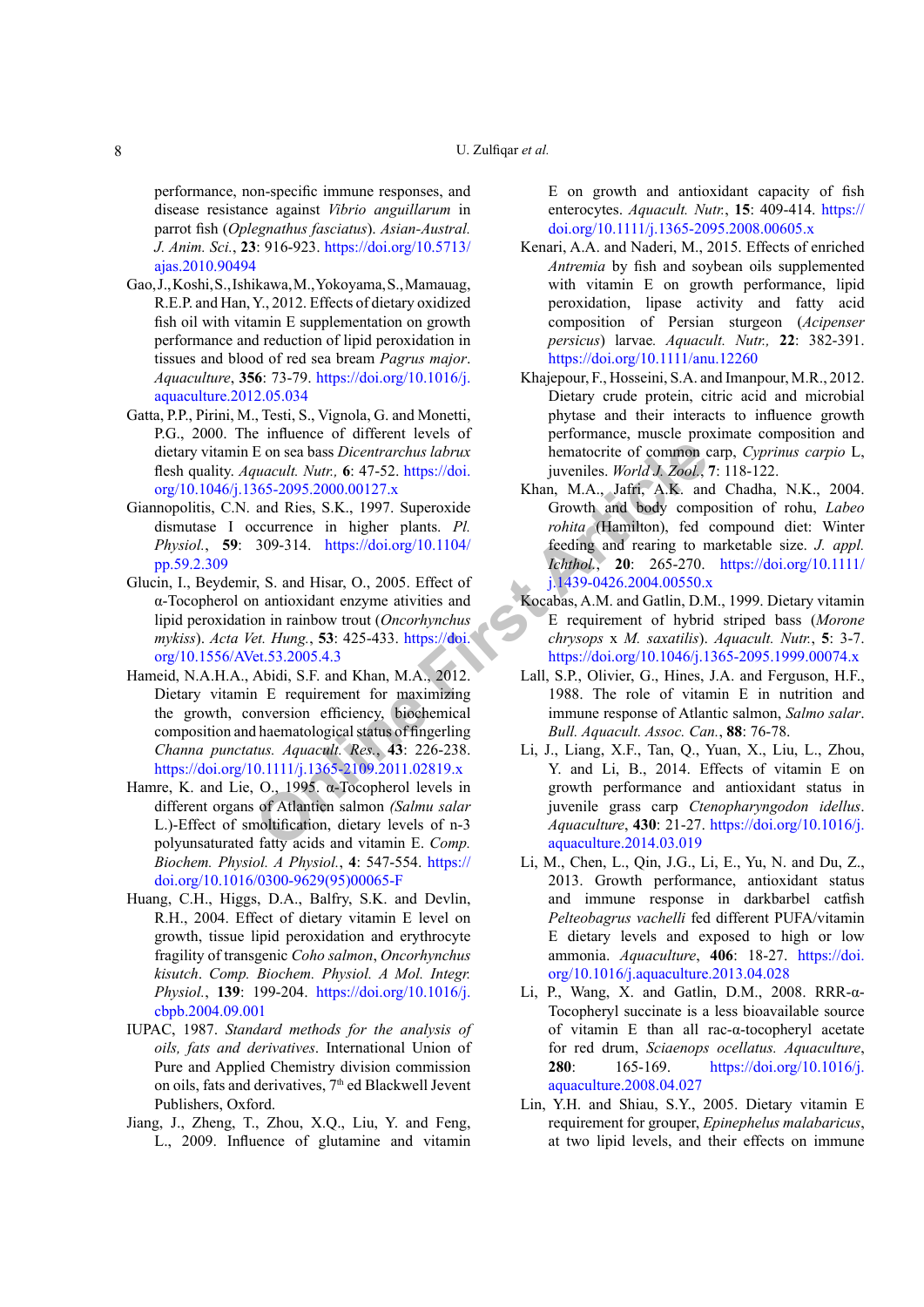performance, non-specific immune responses, and disease resistance against *Vibrio anguillarum* in parrot fish (*Oplegnathus fasciatus*). *Asian-Austral. J. Anim. Sci.*, **23**: 916-923. https://doi.org/10.5713/ajas.2010.90494

Gao, J., Koshi, S., Ishikawa, M., Yokoyama, S., Mamauag, R.E.P. and Han, Y., 2012. Effects of dietary oxidized fish oil with vitamin E supplementation on growth performance and reduction of lipid peroxidation in tissues and blood of red sea bream *Pagrus major*. *Aquaculture*, **356**: 73-79. https://doi.org/10.1016/j.aquaculture.2012.05.034

Gatta, P.P., Pirini, M., Testi, S., Vignola, G. and Monetti, P.G., 2000. The influence of different levels of dietary vitamin E on sea bass *Dicentrarchus labrux* flesh quality. *Aquacult. Nutr.*, **6**: 47-52. https://doi.org/10.1046/j.1365-2095.2000.00127.x

Giannopolitis, C.N. and Ries, S.K., 1997. Superoxide dismutase I occurrence in higher plants. *Pl. Physiol.*, **59**: 309-314. https://doi.org/10.1104/pp.59.2.309

Glucin, I., Beydemir, S. and Hisar, O., 2005. Effect of α-Tocopherol on antioxidant enzyme ativities and lipid peroxidation in rainbow trout (*Oncorhynchus mykiss*). *Acta Vet. Hung.*, **53**: 425-433. https://doi.org/10.1556/AVet.53.2005.4.3

Hameid, N.A.H.A., Abidi, S.F. and Khan, M.A., 2012. Dietary vitamin E requirement for maximizing the growth, conversion efficiency, biochemical composition and haematological status of fingerling *Channa punctatus*. *Aquacult. Res.*, **43**: 226-238. https://doi.org/10.1111/j.1365-2109.2011.02819.x

Hamre, K. and Lie, O., 1995. α-Tocopherol levels in different organs of Atlanticn salmon *(Salmu salar* L.)-Effect of smoltification, dietary levels of n-3 polyunsaturated fatty acids and vitamin E. *Comp. Biochem. Physiol. A Physiol.*, **4**: 547-554. https://doi.org/10.1016/0300-9629(95)00065-F

Huang, C.H., Higgs, D.A., Balfry, S.K. and Devlin, R.H., 2004. Effect of dietary vitamin E level on growth, tissue lipid peroxidation and erythrocyte fragility of transgenic *Coho salmon*, *Oncorhynchus kisutch*. *Comp. Biochem. Physiol. A Mol. Integr. Physiol.*, **139**: 199-204. https://doi.org/10.1016/j.cbpb.2004.09.001

IUPAC, 1987. *Standard methods for the analysis of oils, fats and derivatives*. International Union of Pure and Applied Chemistry division commission on oils, fats and derivatives, 7th ed Blackwell Jevent Publishers, Oxford.

Jiang, J., Zheng, T., Zhou, X.Q., Liu, Y. and Feng, L., 2009. Influence of glutamine and vitamin E on growth and antioxidant capacity of fish enterocytes. *Aquacult. Nutr.*, **15**: 409-414. https://doi.org/10.1111/j.1365-2095.2008.00605.x

Kenari, A.A. and Naderi, M., 2015. Effects of enriched *Antremia* by fish and soybean oils supplemented with vitamin E on growth performance, lipid peroxidation, lipase activity and fatty acid composition of Persian sturgeon (*Acipenser persicus*) larvae. *Aquacult. Nutr.,* **22**: 382-391. https://doi.org/10.1111/anu.12260

Khajepour, F., Hosseini, S.A. and Imanpour, M.R., 2012. Dietary crude protein, citric acid and microbial phytase and their interacts to influence growth performance, muscle proximate composition and hematocrite of common carp, *Cyprinus carpio* L, juveniles. *World J. Zool.*, **7**: 118-122.

Khan, M.A., Jafri, A.K. and Chadha, N.K., 2004. Growth and body composition of rohu, *Labeo rohita* (Hamilton), fed compound diet: Winter feeding and rearing to marketable size. *J. appl. Ichthol.*, **20**: 265-270. https://doi.org/10.1111/j.1439-0426.2004.00550.x

Kocabas, A.M. and Gatlin, D.M., 1999. Dietary vitamin E requirement of hybrid striped bass (*Morone chrysops* x *M. saxatilis*). *Aquacult. Nutr.*, **5**: 3-7. https://doi.org/10.1046/j.1365-2095.1999.00074.x

Lall, S.P., Olivier, G., Hines, J.A. and Ferguson, H.F., 1988. The role of vitamin E in nutrition and immune response of Atlantic salmon, *Salmo salar*. *Bull. Aquacult. Assoc. Can.*, **88**: 76-78.

Li, J., Liang, X.F., Tan, Q., Yuan, X., Liu, L., Zhou, Y. and Li, B., 2014. Effects of vitamin E on growth performance and antioxidant status in juvenile grass carp *Ctenopharyngodon idellus*. *Aquaculture*, **430**: 21-27. https://doi.org/10.1016/j.aquaculture.2014.03.019

Li, M., Chen, L., Qin, J.G., Li, E., Yu, N. and Du, Z., 2013. Growth performance, antioxidant status and immune response in darkbarbel catfish *Pelteobagrus vachelli* fed different PUFA/vitamin E dietary levels and exposed to high or low ammonia. *Aquaculture*, **406**: 18-27. https://doi.org/10.1016/j.aquaculture.2013.04.028

Li, P., Wang, X. and Gatlin, D.M., 2008. RRR-α-Tocopheryl succinate is a less bioavailable source of vitamin E than all rac-α-tocopheryl acetate for red drum, *Sciaenops ocellatus. Aquaculture*, **280**: 165-169. https://doi.org/10.1016/j.aquaculture.2008.04.027

Lin, Y.H. and Shiau, S.Y., 2005. Dietary vitamin E requirement for grouper, *Epinephelus malabaricus*, at two lipid levels, and their effects on immune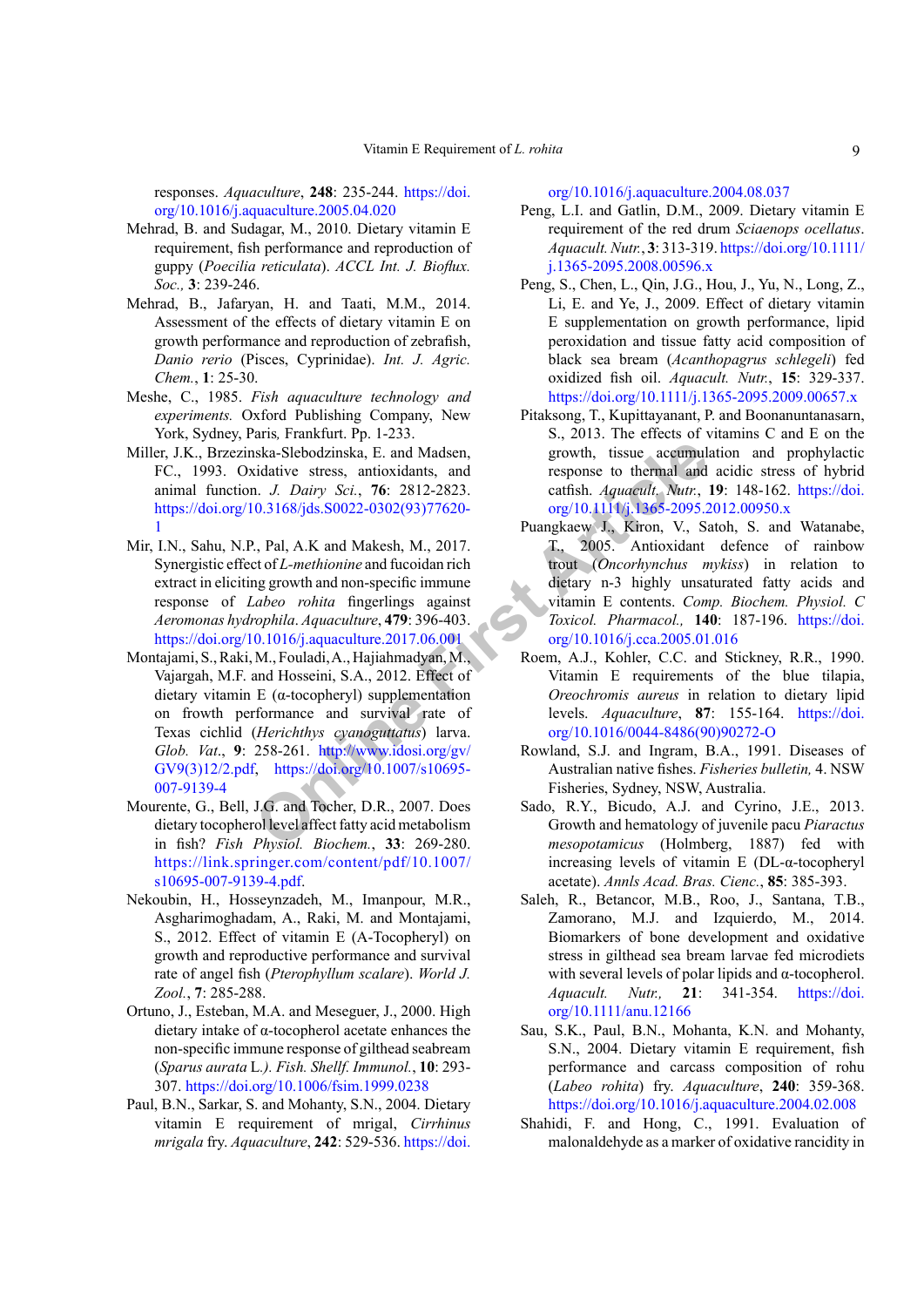responses. *Aquaculture*, **248**: 235-244. https://doi.org/10.1016/j.aquaculture.2005.04.020

Mehrad, B. and Sudagar, M., 2010. Dietary vitamin E requirement, fish performance and reproduction of guppy (*Poecilia reticulata*). *ACCL Int. J. Bioflux. Soc.,* **3**: 239-246.

Mehrad, B., Jafaryan, H. and Taati, M.M., 2014. Assessment of the effects of dietary vitamin E on growth performance and reproduction of zebrafish, *Danio rerio* (Pisces, Cyprinidae). *Int. J. Agric. Chem.*, **1**: 25-30.

Meshe, C., 1985. *Fish aquaculture technology and experiments.* Oxford Publishing Company, New York, Sydney, Paris, Frankfurt. Pp. 1-233.

Miller, J.K., Brzezinska-Slebodzinska, E. and Madsen, FC., 1993. Oxidative stress, antioxidants, and animal function. *J. Dairy Sci.*, **76**: 2812-2823. https://doi.org/10.3168/jds.S0022-0302(93)77620-1

Mir, I.N., Sahu, N.P., Pal, A.K and Makesh, M., 2017. Synergistic effect of *L-methionine* and fucoidan rich extract in eliciting growth and non-specific immune response of *Labeo rohita* fingerlings against *Aeromonas hydrophila*. *Aquaculture*, **479**: 396-403. https://doi.org/10.1016/j.aquaculture.2017.06.001

Montajami, S., Raki, M., Fouladi, A., Hajiahmadyan, M., Vajargah, M.F. and Hosseini, S.A., 2012. Effect of dietary vitamin E (α-tocopheryl) supplementation on frowth performance and survival rate of Texas cichlid (*Herichthys cyanoguttatus*) larva. *Glob. Vat.*, **9**: 258-261. http://www.idosi.org/gv/GV9(3)12/2.pdf, https://doi.org/10.1007/s10695-007-9139-4

Mourente, G., Bell, J.G. and Tocher, D.R., 2007. Does dietary tocopherol level affect fatty acid metabolism in fish? *Fish Physiol. Biochem.*, **33**: 269-280. https://link.springer.com/content/pdf/10.1007/s10695-007-9139-4.pdf.

Nekoubin, H., Hosseynzadeh, M., Imanpour, M.R., Asgharimoghadam, A., Raki, M. and Montajami, S., 2012. Effect of vitamin E (A-Tocopheryl) on growth and reproductive performance and survival rate of angel fish (*Pterophyllum scalare*). *World J. Zool.*, **7**: 285-288.

Ortuno, J., Esteban, M.A. and Meseguer, J., 2000. High dietary intake of α-tocopherol acetate enhances the non-specific immune response of gilthead seabream (*Sparus aurata* L.). *Fish. Shellf. Immunol.*, **10**: 293-307. https://doi.org/10.1006/fsim.1999.0238

Paul, B.N., Sarkar, S. and Mohanty, S.N., 2004. Dietary vitamin E requirement of mrigal, *Cirrhinus mrigala* fry. *Aquaculture*, **242**: 529-536. https://doi.org/10.1016/j.aquaculture.2004.08.037

Peng, L.I. and Gatlin, D.M., 2009. Dietary vitamin E requirement of the red drum *Sciaenops ocellatus*. *Aquacult. Nutr.*, **3**: 313-319. https://doi.org/10.1111/j.1365-2095.2008.00596.x

Peng, S., Chen, L., Qin, J.G., Hou, J., Yu, N., Long, Z., Li, E. and Ye, J., 2009. Effect of dietary vitamin E supplementation on growth performance, lipid peroxidation and tissue fatty acid composition of black sea bream (*Acanthopagrus schlegeli*) fed oxidized fish oil. *Aquacult. Nutr.*, **15**: 329-337. https://doi.org/10.1111/j.1365-2095.2009.00657.x

Pitaksong, T., Kupittayanant, P. and Boonanuntanasarn, S., 2013. The effects of vitamins C and E on the growth, tissue accumulation and prophylactic response to thermal and acidic stress of hybrid catfish. *Aquacult. Nutr.*, **19**: 148-162. https://doi.org/10.1111/j.1365-2095.2012.00950.x

Puangkaew J., Kiron, V., Satoh, S. and Watanabe, T., 2005. Antioxidant defence of rainbow trout (*Oncorhynchus mykiss*) in relation to dietary n-3 highly unsaturated fatty acids and vitamin E contents. *Comp. Biochem. Physiol. C Toxicol. Pharmacol.*, **140**: 187-196. https://doi.org/10.1016/j.cca.2005.01.016

Roem, A.J., Kohler, C.C. and Stickney, R.R., 1990. Vitamin E requirements of the blue tilapia, *Oreochromis aureus* in relation to dietary lipid levels. *Aquaculture*, **87**: 155-164. https://doi.org/10.1016/0044-8486(90)90272-O

Rowland, S.J. and Ingram, B.A., 1991. Diseases of Australian native fishes. *Fisheries bulletin,* 4. NSW Fisheries, Sydney, NSW, Australia.

Sado, R.Y., Bicudo, A.J. and Cyrino, J.E., 2013. Growth and hematology of juvenile pacu *Piaractus mesopotamicus* (Holmberg, 1887) fed with increasing levels of vitamin E (DL-α-tocopheryl acetate). *Annls Acad. Bras. Cienc.*, **85**: 385-393.

Saleh, R., Betancor, M.B., Roo, J., Santana, T.B., Zamorano, M.J. and Izquierdo, M., 2014. Biomarkers of bone development and oxidative stress in gilthead sea bream larvae fed microdiets with several levels of polar lipids and α-tocopherol. *Aquacult. Nutr.,* **21**: 341-354. https://doi.org/10.1111/anu.12166

Sau, S.K., Paul, B.N., Mohanta, K.N. and Mohanty, S.N., 2004. Dietary vitamin E requirement, fish performance and carcass composition of rohu (*Labeo rohita*) fry. *Aquaculture*, **240**: 359-368. https://doi.org/10.1016/j.aquaculture.2004.02.008

Shahidi, F. and Hong, C., 1991. Evaluation of malonaldehyde as a marker of oxidative rancidity in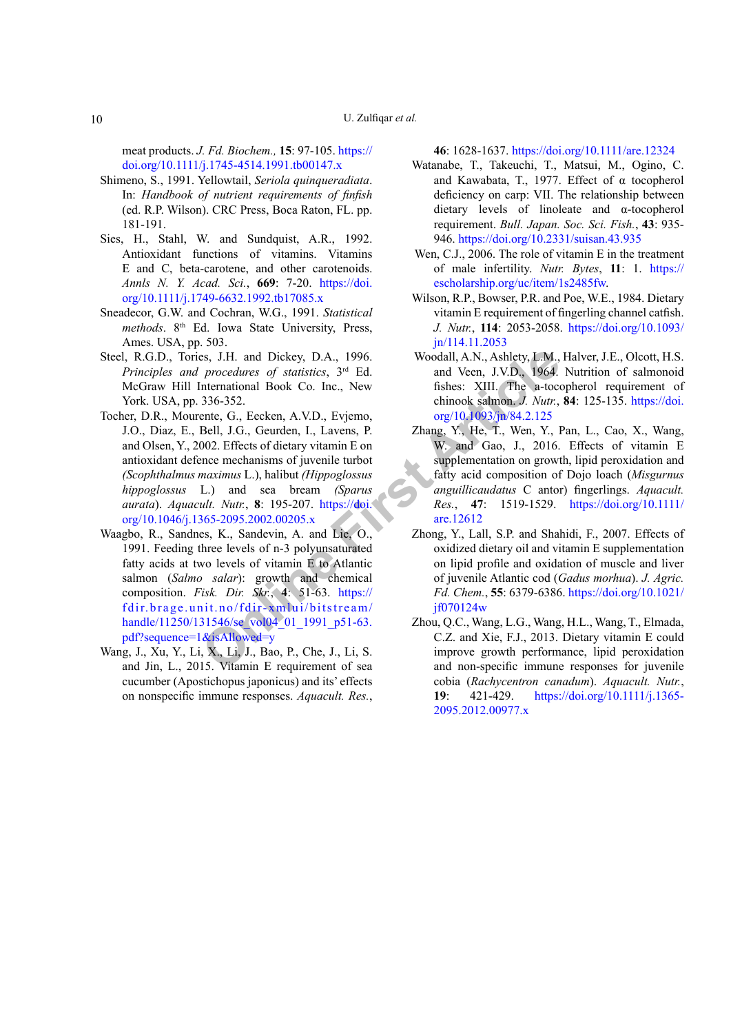meat products. *J. Fd. Biochem.*, **15**: 97-105. https://doi.org/10.1111/j.1745-4514.1991.tb00147.x

Shimeno, S., 1991. Yellowtail, *Seriola quinqueradiata*. In: *Handbook of nutrient requirements of finfish* (ed. R.P. Wilson). CRC Press, Boca Raton, FL. pp. 181-191.

Sies, H., Stahl, W. and Sundquist, A.R., 1992. Antioxidant functions of vitamins. Vitamins E and C, beta-carotene, and other carotenoids. *Annls N. Y. Acad. Sci.*, **669**: 7-20. https://doi.org/10.1111/j.1749-6632.1992.tb17085.x

Sneadecor, G.W. and Cochran, W.G., 1991. *Statistical methods*. 8th Ed. Iowa State University, Press, Ames. USA, pp. 503.

Steel, R.G.D., Tories, J.H. and Dickey, D.A., 1996. *Principles and procedures of statistics*, 3rd Ed. McGraw Hill International Book Co. Inc., New York. USA, pp. 336-352.

Tocher, D.R., Mourente, G., Eecken, A.V.D., Evjemo, J.O., Diaz, E., Bell, J.G., Geurden, I., Lavens, P. and Olsen, Y., 2002. Effects of dietary vitamin E on antioxidant defence mechanisms of juvenile turbot *(Scophthalmus maximus* L.), halibut *(Hippoglossus hippoglossus* L.) and sea bream *(Sparus aurata*). *Aquacult. Nutr.*, **8**: 195-207. https://doi.org/10.1046/j.1365-2095.2002.00205.x

Waagbo, R., Sandnes, K., Sandevin, A. and Lie, O., 1991. Feeding three levels of n-3 polyunsaturated fatty acids at two levels of vitamin E to Atlantic salmon (*Salmo salar*): growth and chemical composition. *Fisk. Dir. Skr.*, **4**: 51-63. https://fdir.brage.unit.no/fdir-xmlui/bitstream/handle/11250/131546/se_vol04_01_1991_p51-63.pdf?sequence=1&isAllowed=y

Wang, J., Xu, Y., Li, X., Li, J., Bao, P., Che, J., Li, S. and Jin, L., 2015. Vitamin E requirement of sea cucumber (Apostichopus japonicus) and its' effects on nonspecific immune responses. *Aquacult. Res.*, **46**: 1628-1637. https://doi.org/10.1111/are.12324

Watanabe, T., Takeuchi, T., Matsui, M., Ogino, C. and Kawabata, T., 1977. Effect of α tocopherol deficiency on carp: VII. The relationship between dietary levels of linoleate and α-tocopherol requirement. *Bull. Japan. Soc. Sci. Fish.*, **43**: 935-946. https://doi.org/10.2331/suisan.43.935

Wen, C.J., 2006. The role of vitamin E in the treatment of male infertility. *Nutr. Bytes*, **11**: 1. https://escholarship.org/uc/item/1s2485fw.

Wilson, R.P., Bowser, P.R. and Poe, W.E., 1984. Dietary vitamin E requirement of fingerling channel catfish. *J. Nutr.*, **114**: 2053-2058. https://doi.org/10.1093/jn/114.11.2053

Woodall, A.N., Ashlety, L.M., Halver, J.E., Olcott, H.S. and Veen, J.V.D., 1964. Nutrition of salmonoid fishes: XIII. The a-tocopherol requirement of chinook salmon. *J. Nutr.*, **84**: 125-135. https://doi.org/10.1093/jn/84.2.125

Zhang, Y., He, T., Wen, Y., Pan, L., Cao, X., Wang, W. and Gao, J., 2016. Effects of vitamin E supplementation on growth, lipid peroxidation and fatty acid composition of Dojo loach (*Misgurnus anguillicaudatus* C antor) fingerlings. *Aquacult. Res.*, **47**: 1519-1529. https://doi.org/10.1111/are.12612

Zhong, Y., Lall, S.P. and Shahidi, F., 2007. Effects of oxidized dietary oil and vitamin E supplementation on lipid profile and oxidation of muscle and liver of juvenile Atlantic cod (*Gadus morhua*). *J. Agric. Fd. Chem.*, **55**: 6379-6386. https://doi.org/10.1021/jf070124w

Zhou, Q.C., Wang, L.G., Wang, H.L., Wang, T., Elmada, C.Z. and Xie, F.J., 2013. Dietary vitamin E could improve growth performance, lipid peroxidation and non-specific immune responses for juvenile cobia (*Rachycentron canadum*). *Aquacult. Nutr.*, **19**: 421-429. https://doi.org/10.1111/j.1365-2095.2012.00977.x